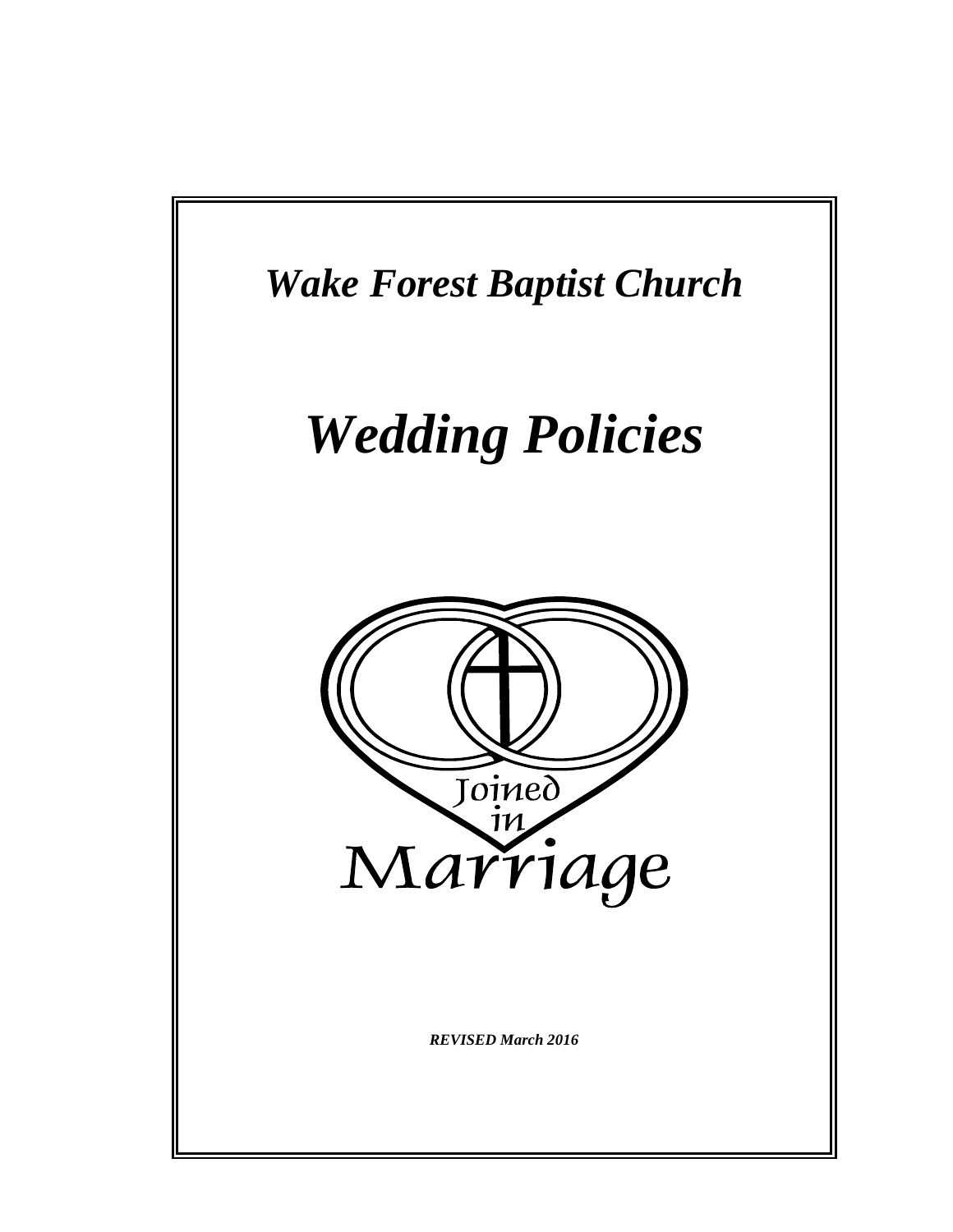*Wake Forest Baptist Church*

# *Wedding Policies*

Joined in Marriage

***REVISED March 2016***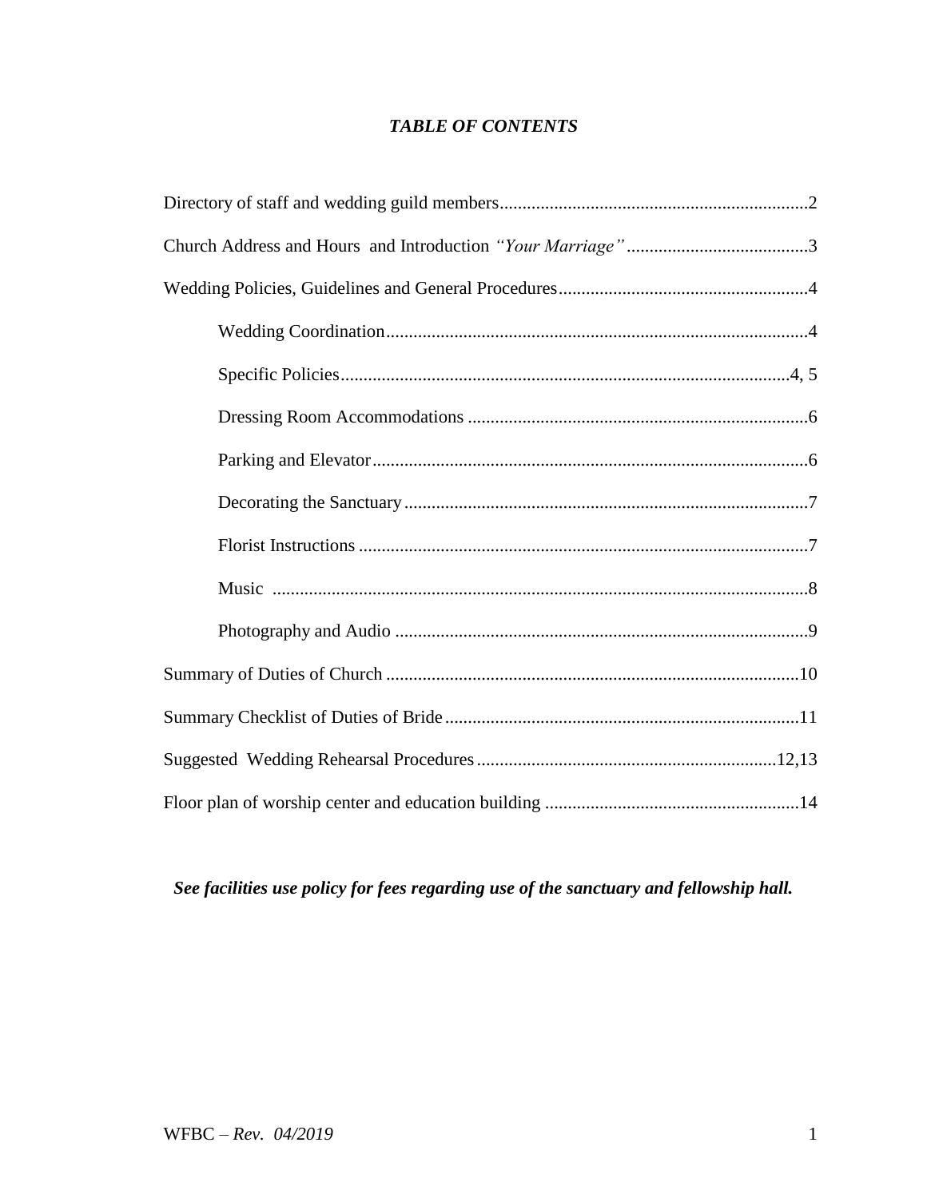## *TABLE OF CONTENTS*

Directory of staff and wedding guild members....................................................................2

Church Address and Hours and Introduction *"Your Marriage"*........................................3

Wedding Policies, Guidelines and General Procedures.......................................................4

- Wedding Coordination.............................................................................................4
- Specific Policies...................................................................................................4, 5
- Dressing Room Accommodations ...........................................................................6
- Parking and Elevator................................................................................................6
- Decorating the Sanctuary.........................................................................................7
- Florist Instructions ...................................................................................................7
- Music .......................................................................................................................8
- Photography and Audio ...........................................................................................9

Summary of Duties of Church ...........................................................................................10

Summary Checklist of Duties of Bride..............................................................................11

Suggested Wedding Rehearsal Procedures..................................................................12,13

Floor plan of worship center and education building ........................................................14

***See facilities use policy for fees regarding use of the sanctuary and fellowship hall.***

WFBC – *Rev. 04/2019*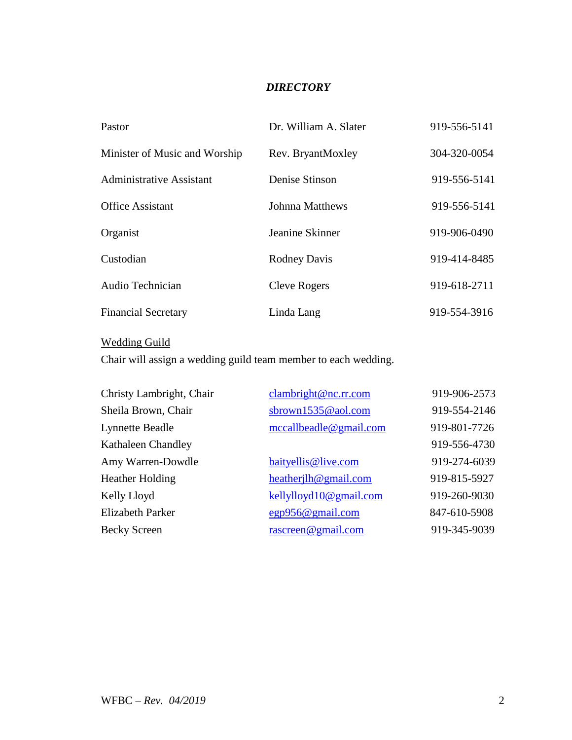# *DIRECTORY*

| | | |
|---|---|---|
| Pastor | Dr. William A. Slater | 919-556-5141 |
| Minister of Music and Worship | Rev. BryantMoxley | 304-320-0054 |
| Administrative Assistant | Denise Stinson | 919-556-5141 |
| Office Assistant | Johnna Matthews | 919-556-5141 |
| Organist | Jeanine Skinner | 919-906-0490 |
| Custodian | Rodney Davis | 919-414-8485 |
| Audio Technician | Cleve Rogers | 919-618-2711 |
| Financial Secretary | Linda Lang | 919-554-3916 |

<u>Wedding Guild</u>

Chair will assign a wedding guild team member to each wedding.

| | | |
|---|---|---|
| Christy Lambright, Chair | clambright@nc.rr.com | 919-906-2573 |
| Sheila Brown, Chair | sbrown1535@aol.com | 919-554-2146 |
| Lynnette Beadle | mccallbeadle@gmail.com | 919-801-7726 |
| Kathaleen Chandley | | 919-556-4730 |
| Amy Warren-Dowdle | baityellis@live.com | 919-274-6039 |
| Heather Holding | heatherjlh@gmail.com | 919-815-5927 |
| Kelly Lloyd | kellylloyd10@gmail.com | 919-260-9030 |
| Elizabeth Parker | egp956@gmail.com | 847-610-5908 |
| Becky Screen | rascreen@gmail.com | 919-345-9039 |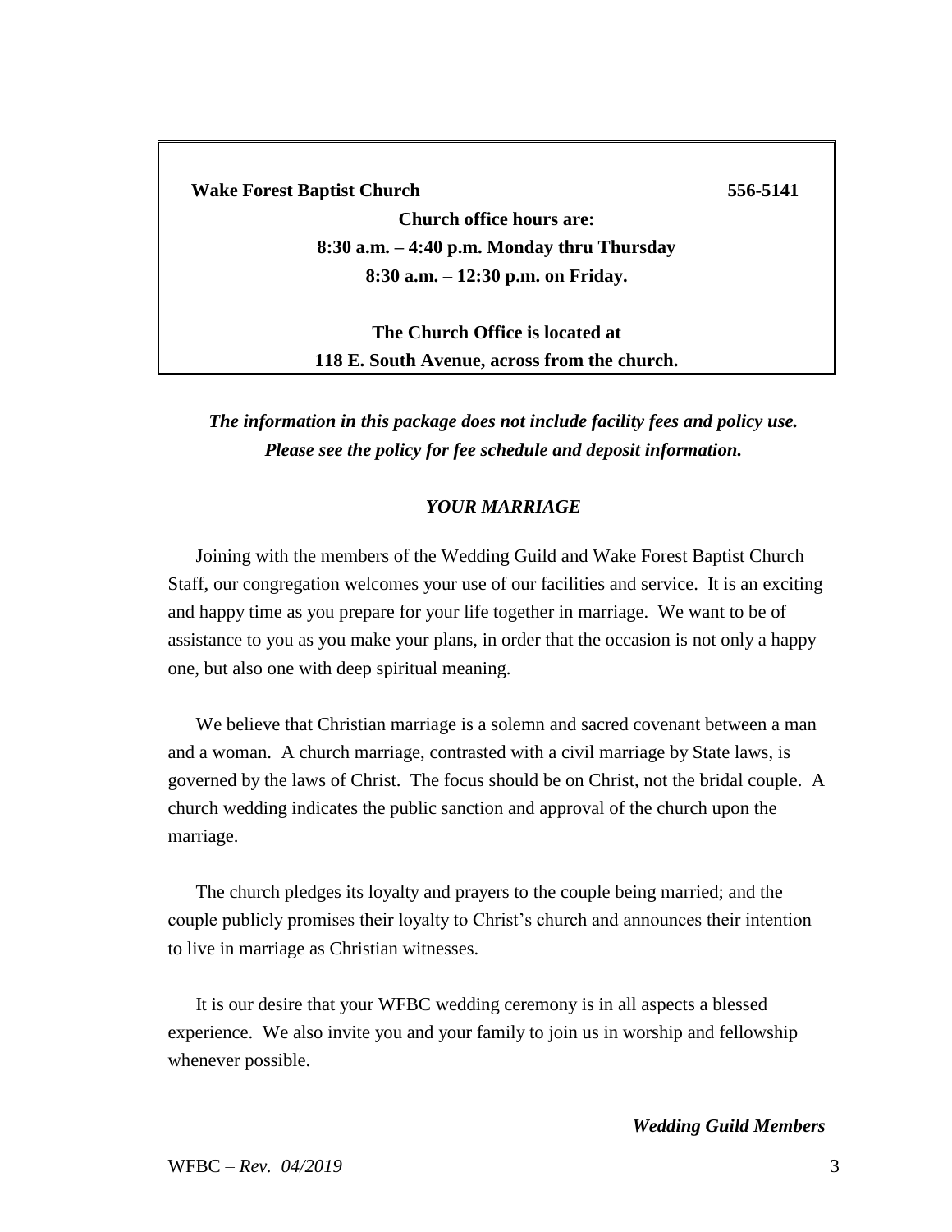**Wake Forest Baptist Church** **556-5141**

**Church office hours are:**
**8:30 a.m. – 4:40 p.m. Monday thru Thursday**
**8:30 a.m. – 12:30 p.m. on Friday.**

**The Church Office is located at**
**118 E. South Avenue, across from the church.**

***The information in this package does not include facility fees and policy use.***
***Please see the policy for fee schedule and deposit information.***

## *YOUR MARRIAGE*

Joining with the members of the Wedding Guild and Wake Forest Baptist Church Staff, our congregation welcomes your use of our facilities and service. It is an exciting and happy time as you prepare for your life together in marriage. We want to be of assistance to you as you make your plans, in order that the occasion is not only a happy one, but also one with deep spiritual meaning.

We believe that Christian marriage is a solemn and sacred covenant between a man and a woman. A church marriage, contrasted with a civil marriage by State laws, is governed by the laws of Christ. The focus should be on Christ, not the bridal couple. A church wedding indicates the public sanction and approval of the church upon the marriage.

The church pledges its loyalty and prayers to the couple being married; and the couple publicly promises their loyalty to Christ's church and announces their intention to live in marriage as Christian witnesses.

It is our desire that your WFBC wedding ceremony is in all aspects a blessed experience. We also invite you and your family to join us in worship and fellowship whenever possible.

***Wedding Guild Members***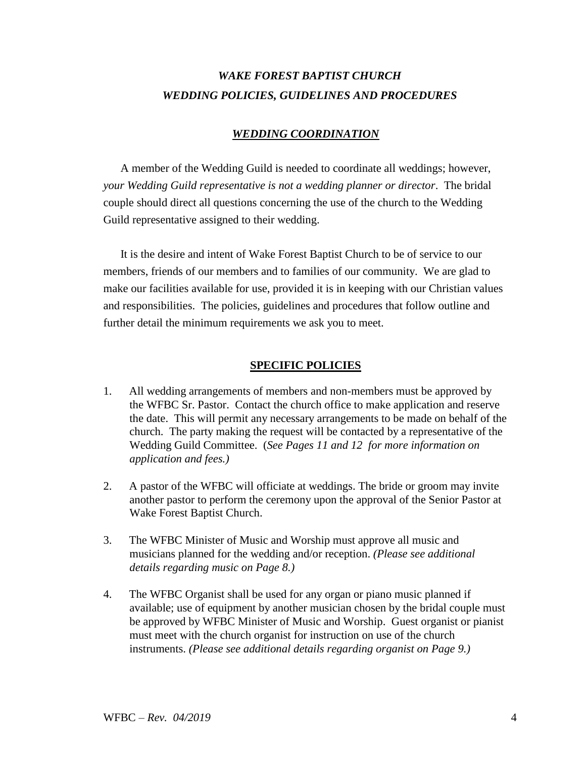# *WAKE FOREST BAPTIST CHURCH*
# *WEDDING POLICIES, GUIDELINES AND PROCEDURES*

## ***WEDDING COORDINATION***

A member of the Wedding Guild is needed to coordinate all weddings; however, *your Wedding Guild representative is not a wedding planner or director*. The bridal couple should direct all questions concerning the use of the church to the Wedding Guild representative assigned to their wedding.

It is the desire and intent of Wake Forest Baptist Church to be of service to our members, friends of our members and to families of our community. We are glad to make our facilities available for use, provided it is in keeping with our Christian values and responsibilities. The policies, guidelines and procedures that follow outline and further detail the minimum requirements we ask you to meet.

## **SPECIFIC POLICIES**

1. All wedding arrangements of members and non-members must be approved by the WFBC Sr. Pastor. Contact the church office to make application and reserve the date. This will permit any necessary arrangements to be made on behalf of the church. The party making the request will be contacted by a representative of the Wedding Guild Committee. (*See Pages 11 and 12 for more information on application and fees.)*

2. A pastor of the WFBC will officiate at weddings. The bride or groom may invite another pastor to perform the ceremony upon the approval of the Senior Pastor at Wake Forest Baptist Church.

3. The WFBC Minister of Music and Worship must approve all music and musicians planned for the wedding and/or reception. *(Please see additional details regarding music on Page 8.)*

4. The WFBC Organist shall be used for any organ or piano music planned if available; use of equipment by another musician chosen by the bridal couple must be approved by WFBC Minister of Music and Worship. Guest organist or pianist must meet with the church organist for instruction on use of the church instruments. *(Please see additional details regarding organist on Page 9.)*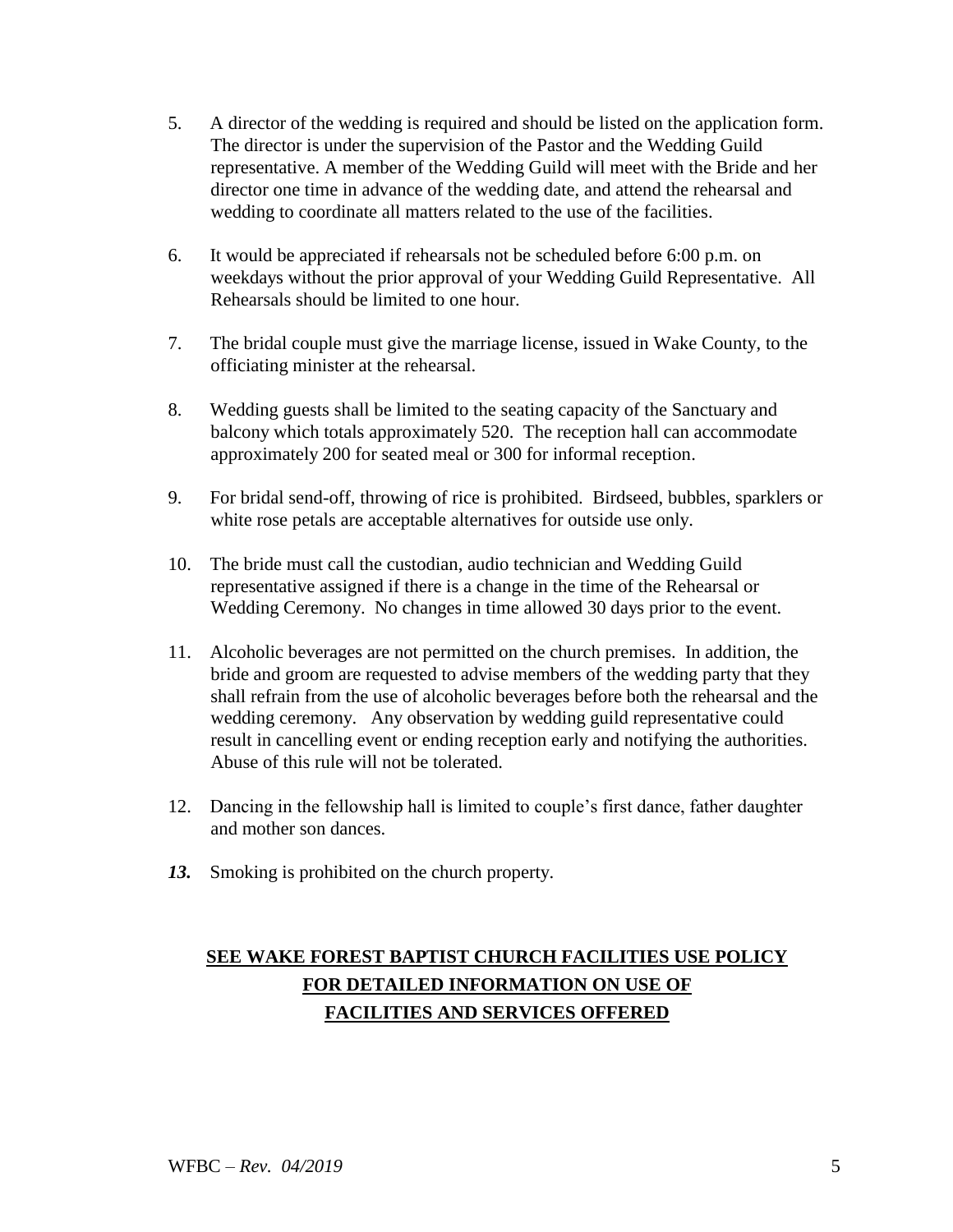5. A director of the wedding is required and should be listed on the application form. The director is under the supervision of the Pastor and the Wedding Guild representative. A member of the Wedding Guild will meet with the Bride and her director one time in advance of the wedding date, and attend the rehearsal and wedding to coordinate all matters related to the use of the facilities.

6. It would be appreciated if rehearsals not be scheduled before 6:00 p.m. on weekdays without the prior approval of your Wedding Guild Representative. All Rehearsals should be limited to one hour.

7. The bridal couple must give the marriage license, issued in Wake County, to the officiating minister at the rehearsal.

8. Wedding guests shall be limited to the seating capacity of the Sanctuary and balcony which totals approximately 520. The reception hall can accommodate approximately 200 for seated meal or 300 for informal reception.

9. For bridal send-off, throwing of rice is prohibited. Birdseed, bubbles, sparklers or white rose petals are acceptable alternatives for outside use only.

10. The bride must call the custodian, audio technician and Wedding Guild representative assigned if there is a change in the time of the Rehearsal or Wedding Ceremony. No changes in time allowed 30 days prior to the event.

11. Alcoholic beverages are not permitted on the church premises. In addition, the bride and groom are requested to advise members of the wedding party that they shall refrain from the use of alcoholic beverages before both the rehearsal and the wedding ceremony. Any observation by wedding guild representative could result in cancelling event or ending reception early and notifying the authorities. Abuse of this rule will not be tolerated.

12. Dancing in the fellowship hall is limited to couple's first dance, father daughter and mother son dances.

***13.*** Smoking is prohibited on the church property.

**SEE WAKE FOREST BAPTIST CHURCH FACILITIES USE POLICY FOR DETAILED INFORMATION ON USE OF FACILITIES AND SERVICES OFFERED**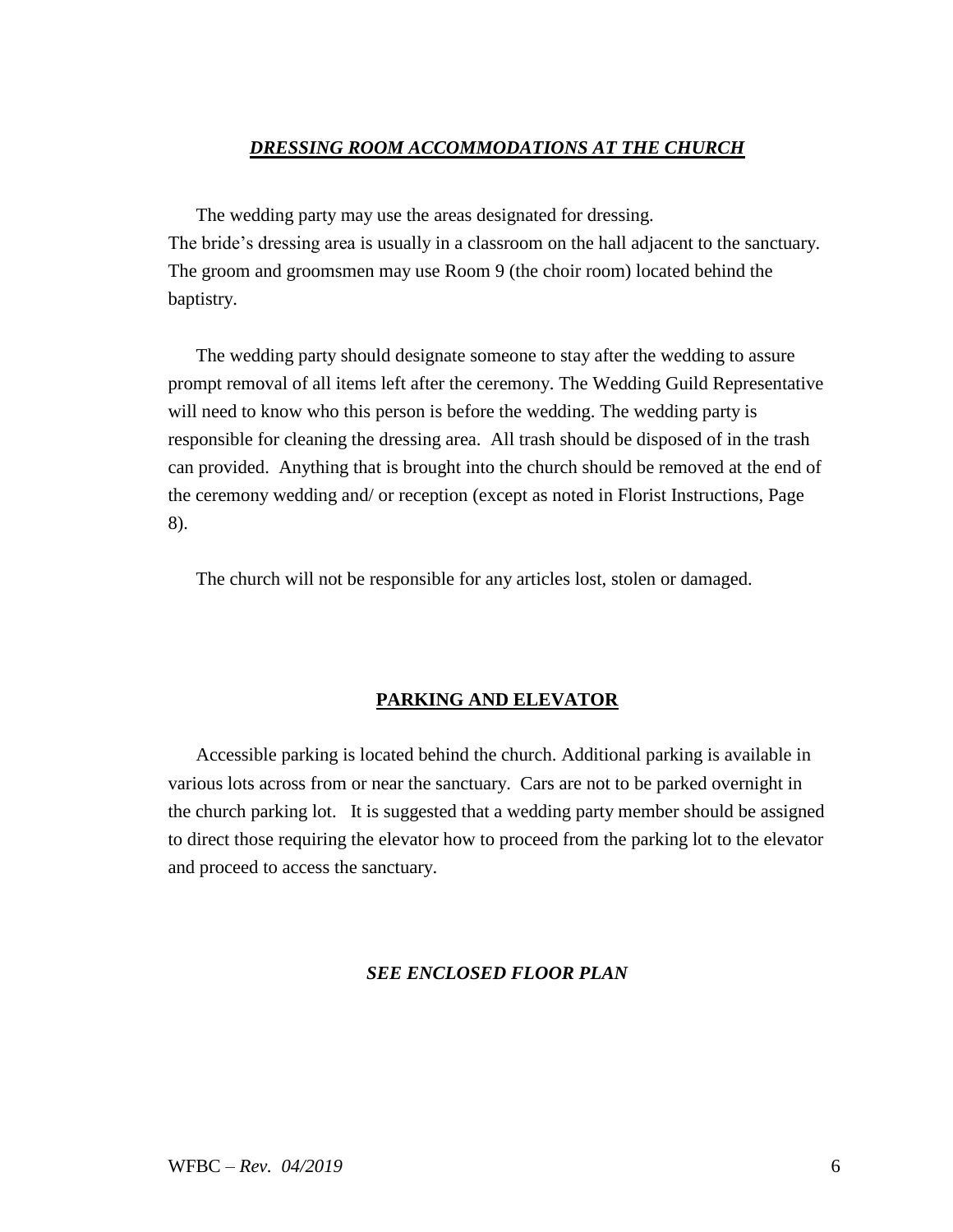## ***DRESSING ROOM ACCOMMODATIONS AT THE CHURCH***

The wedding party may use the areas designated for dressing.
The bride's dressing area is usually in a classroom on the hall adjacent to the sanctuary. The groom and groomsmen may use Room 9 (the choir room) located behind the baptistry.

The wedding party should designate someone to stay after the wedding to assure prompt removal of all items left after the ceremony. The Wedding Guild Representative will need to know who this person is before the wedding. The wedding party is responsible for cleaning the dressing area. All trash should be disposed of in the trash can provided. Anything that is brought into the church should be removed at the end of the ceremony wedding and/ or reception (except as noted in Florist Instructions, Page 8).

The church will not be responsible for any articles lost, stolen or damaged.

## **PARKING AND ELEVATOR**

Accessible parking is located behind the church. Additional parking is available in various lots across from or near the sanctuary. Cars are not to be parked overnight in the church parking lot. It is suggested that a wedding party member should be assigned to direct those requiring the elevator how to proceed from the parking lot to the elevator and proceed to access the sanctuary.

***SEE ENCLOSED FLOOR PLAN***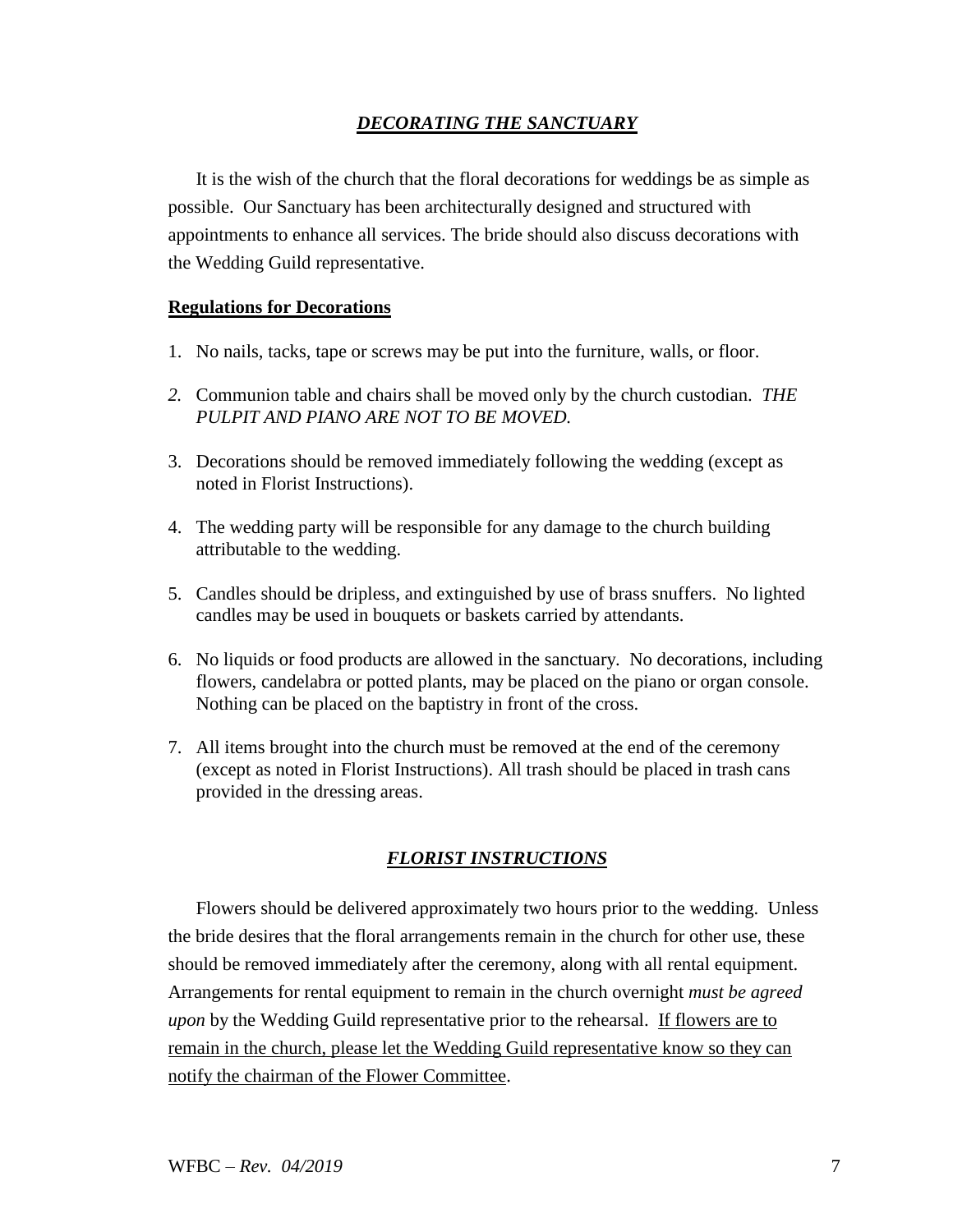## ***DECORATING THE SANCTUARY***

It is the wish of the church that the floral decorations for weddings be as simple as possible. Our Sanctuary has been architecturally designed and structured with appointments to enhance all services. The bride should also discuss decorations with the Wedding Guild representative.

**Regulations for Decorations**

1. No nails, tacks, tape or screws may be put into the furniture, walls, or floor.
2. Communion table and chairs shall be moved only by the church custodian. *THE PULPIT AND PIANO ARE NOT TO BE MOVED.*
3. Decorations should be removed immediately following the wedding (except as noted in Florist Instructions).
4. The wedding party will be responsible for any damage to the church building attributable to the wedding.
5. Candles should be dripless, and extinguished by use of brass snuffers. No lighted candles may be used in bouquets or baskets carried by attendants.
6. No liquids or food products are allowed in the sanctuary. No decorations, including flowers, candelabra or potted plants, may be placed on the piano or organ console. Nothing can be placed on the baptistry in front of the cross.
7. All items brought into the church must be removed at the end of the ceremony (except as noted in Florist Instructions). All trash should be placed in trash cans provided in the dressing areas.

## ***FLORIST INSTRUCTIONS***

Flowers should be delivered approximately two hours prior to the wedding. Unless the bride desires that the floral arrangements remain in the church for other use, these should be removed immediately after the ceremony, along with all rental equipment. Arrangements for rental equipment to remain in the church overnight *must be agreed upon* by the Wedding Guild representative prior to the rehearsal. If flowers are to remain in the church, please let the Wedding Guild representative know so they can notify the chairman of the Flower Committee.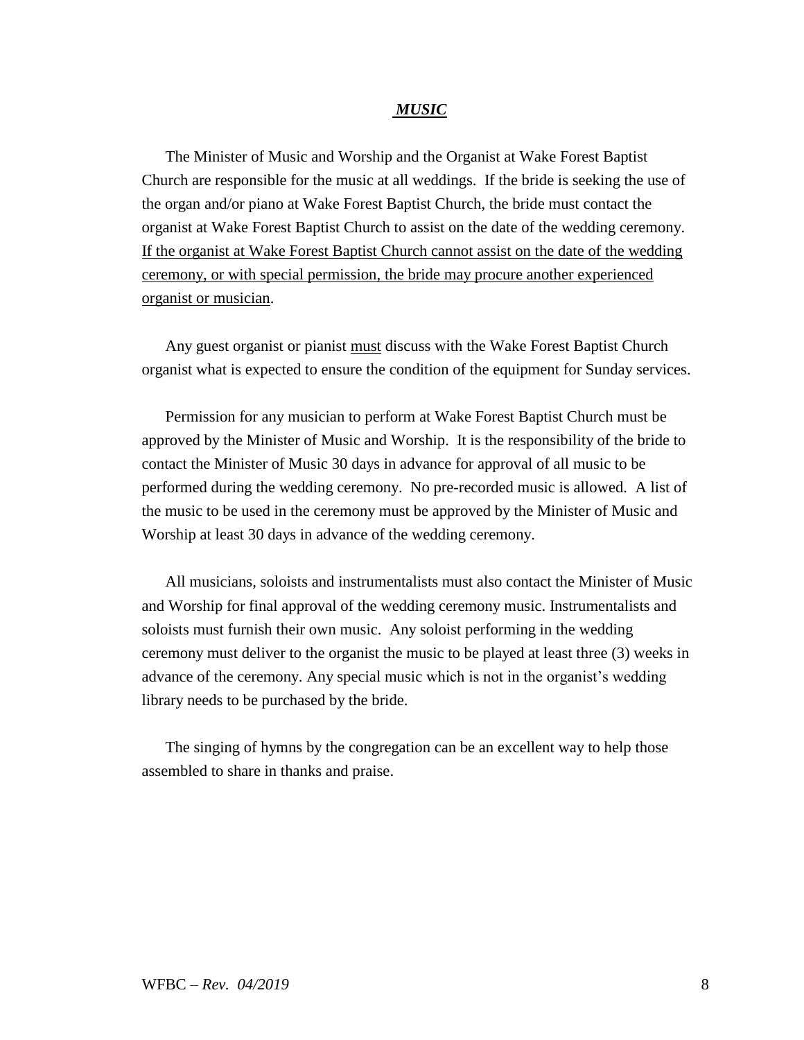## ***MUSIC***

The Minister of Music and Worship and the Organist at Wake Forest Baptist Church are responsible for the music at all weddings. If the bride is seeking the use of the organ and/or piano at Wake Forest Baptist Church, the bride must contact the organist at Wake Forest Baptist Church to assist on the date of the wedding ceremony. <u>If the organist at Wake Forest Baptist Church cannot assist on the date of the wedding ceremony, or with special permission, the bride may procure another experienced organist or musician</u>.

Any guest organist or pianist <u>must</u> discuss with the Wake Forest Baptist Church organist what is expected to ensure the condition of the equipment for Sunday services.

Permission for any musician to perform at Wake Forest Baptist Church must be approved by the Minister of Music and Worship. It is the responsibility of the bride to contact the Minister of Music 30 days in advance for approval of all music to be performed during the wedding ceremony. No pre-recorded music is allowed. A list of the music to be used in the ceremony must be approved by the Minister of Music and Worship at least 30 days in advance of the wedding ceremony.

All musicians, soloists and instrumentalists must also contact the Minister of Music and Worship for final approval of the wedding ceremony music. Instrumentalists and soloists must furnish their own music. Any soloist performing in the wedding ceremony must deliver to the organist the music to be played at least three (3) weeks in advance of the ceremony. Any special music which is not in the organist's wedding library needs to be purchased by the bride.

The singing of hymns by the congregation can be an excellent way to help those assembled to share in thanks and praise.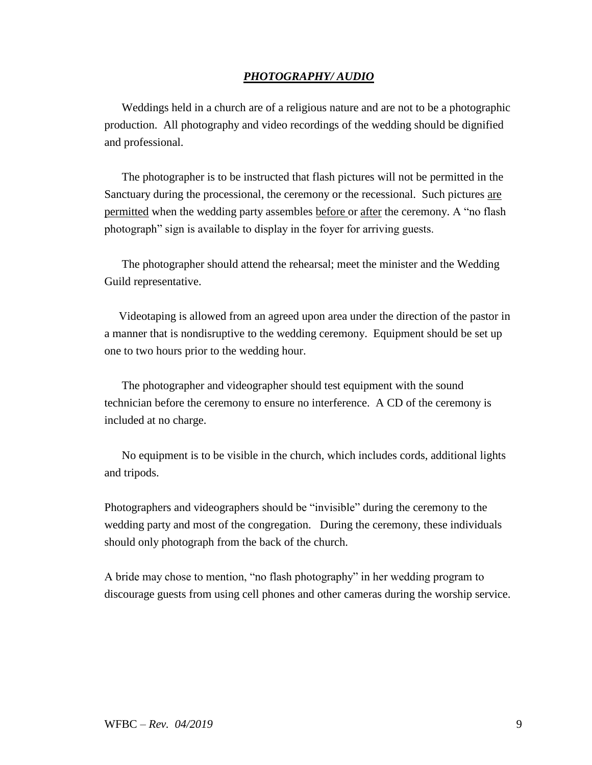## ***PHOTOGRAPHY/ AUDIO***

Weddings held in a church are of a religious nature and are not to be a photographic production. All photography and video recordings of the wedding should be dignified and professional.

The photographer is to be instructed that flash pictures will not be permitted in the Sanctuary during the processional, the ceremony or the recessional. Such pictures <u>are permitted</u> when the wedding party assembles <u>before</u> or <u>after</u> the ceremony. A "no flash photograph" sign is available to display in the foyer for arriving guests.

The photographer should attend the rehearsal; meet the minister and the Wedding Guild representative.

Videotaping is allowed from an agreed upon area under the direction of the pastor in a manner that is nondisruptive to the wedding ceremony. Equipment should be set up one to two hours prior to the wedding hour.

The photographer and videographer should test equipment with the sound technician before the ceremony to ensure no interference. A CD of the ceremony is included at no charge.

No equipment is to be visible in the church, which includes cords, additional lights and tripods.

Photographers and videographers should be "invisible" during the ceremony to the wedding party and most of the congregation. During the ceremony, these individuals should only photograph from the back of the church.

A bride may chose to mention, "no flash photography" in her wedding program to discourage guests from using cell phones and other cameras during the worship service.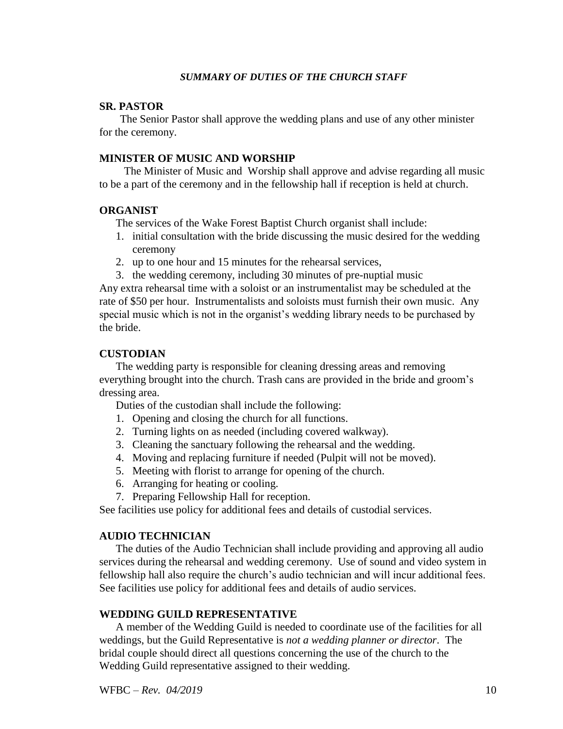## *SUMMARY OF DUTIES OF THE CHURCH STAFF*

### SR. PASTOR

The Senior Pastor shall approve the wedding plans and use of any other minister for the ceremony.

### MINISTER OF MUSIC AND WORSHIP

The Minister of Music and Worship shall approve and advise regarding all music to be a part of the ceremony and in the fellowship hall if reception is held at church.

### ORGANIST

The services of the Wake Forest Baptist Church organist shall include:

1. initial consultation with the bride discussing the music desired for the wedding ceremony
2. up to one hour and 15 minutes for the rehearsal services,
3. the wedding ceremony, including 30 minutes of pre-nuptial music

Any extra rehearsal time with a soloist or an instrumentalist may be scheduled at the rate of $50 per hour. Instrumentalists and soloists must furnish their own music. Any special music which is not in the organist's wedding library needs to be purchased by the bride.

### CUSTODIAN

The wedding party is responsible for cleaning dressing areas and removing everything brought into the church. Trash cans are provided in the bride and groom's dressing area.

Duties of the custodian shall include the following:

1. Opening and closing the church for all functions.
2. Turning lights on as needed (including covered walkway).
3. Cleaning the sanctuary following the rehearsal and the wedding.
4. Moving and replacing furniture if needed (Pulpit will not be moved).
5. Meeting with florist to arrange for opening of the church.
6. Arranging for heating or cooling.
7. Preparing Fellowship Hall for reception.

See facilities use policy for additional fees and details of custodial services.

### AUDIO TECHNICIAN

The duties of the Audio Technician shall include providing and approving all audio services during the rehearsal and wedding ceremony. Use of sound and video system in fellowship hall also require the church's audio technician and will incur additional fees. See facilities use policy for additional fees and details of audio services.

### WEDDING GUILD REPRESENTATIVE

A member of the Wedding Guild is needed to coordinate use of the facilities for all weddings, but the Guild Representative is *not a wedding planner or director*. The bridal couple should direct all questions concerning the use of the church to the Wedding Guild representative assigned to their wedding.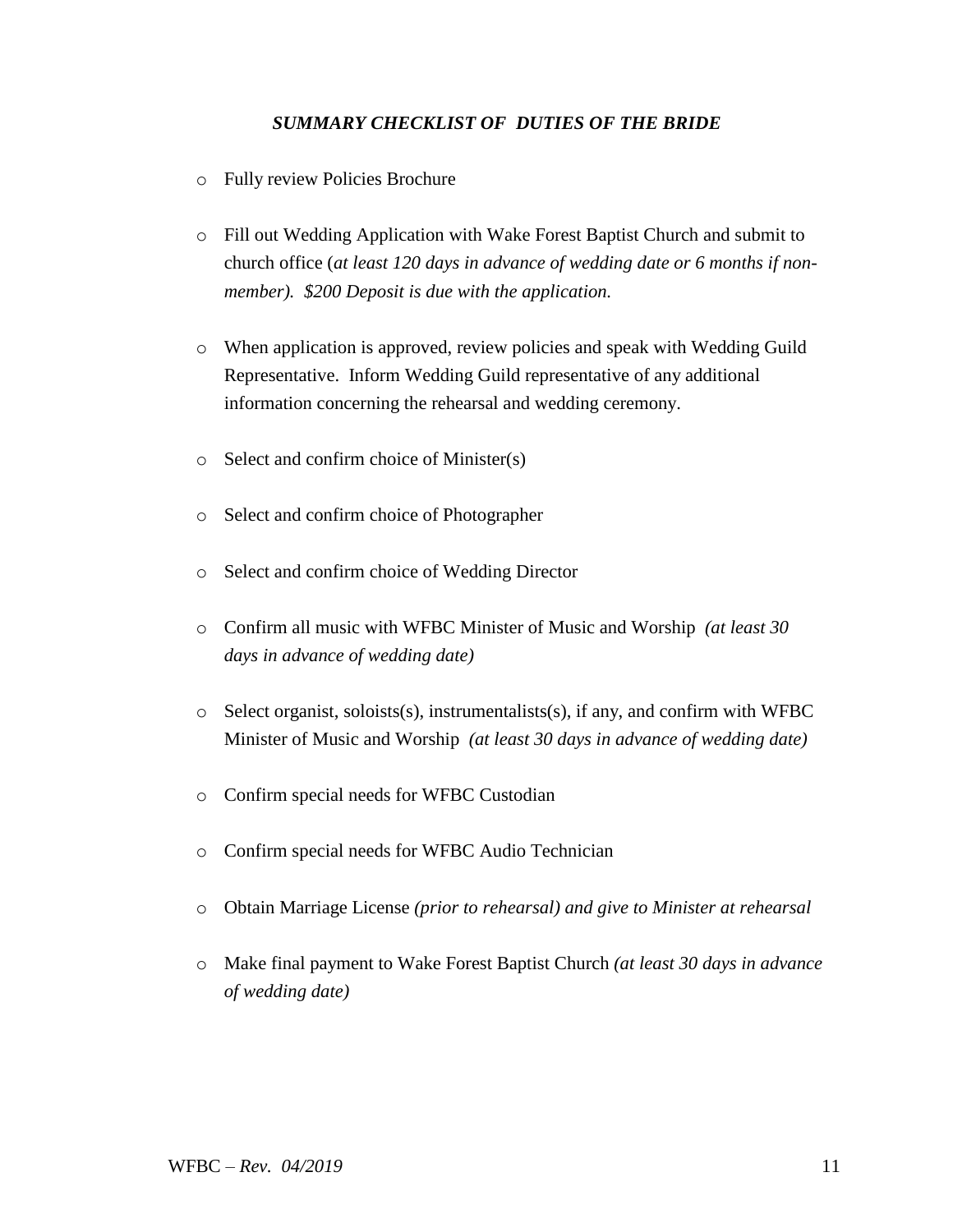### ***SUMMARY CHECKLIST OF DUTIES OF THE BRIDE***

- Fully review Policies Brochure
- Fill out Wedding Application with Wake Forest Baptist Church and submit to church office (*at least 120 days in advance of wedding date or 6 months if non-member). $200 Deposit is due with the application.*
- When application is approved, review policies and speak with Wedding Guild Representative. Inform Wedding Guild representative of any additional information concerning the rehearsal and wedding ceremony.
- Select and confirm choice of Minister(s)
- Select and confirm choice of Photographer
- Select and confirm choice of Wedding Director
- Confirm all music with WFBC Minister of Music and Worship *(at least 30 days in advance of wedding date)*
- Select organist, soloists(s), instrumentalists(s), if any, and confirm with WFBC Minister of Music and Worship *(at least 30 days in advance of wedding date)*
- Confirm special needs for WFBC Custodian
- Confirm special needs for WFBC Audio Technician
- Obtain Marriage License *(prior to rehearsal) and give to Minister at rehearsal*
- Make final payment to Wake Forest Baptist Church *(at least 30 days in advance of wedding date)*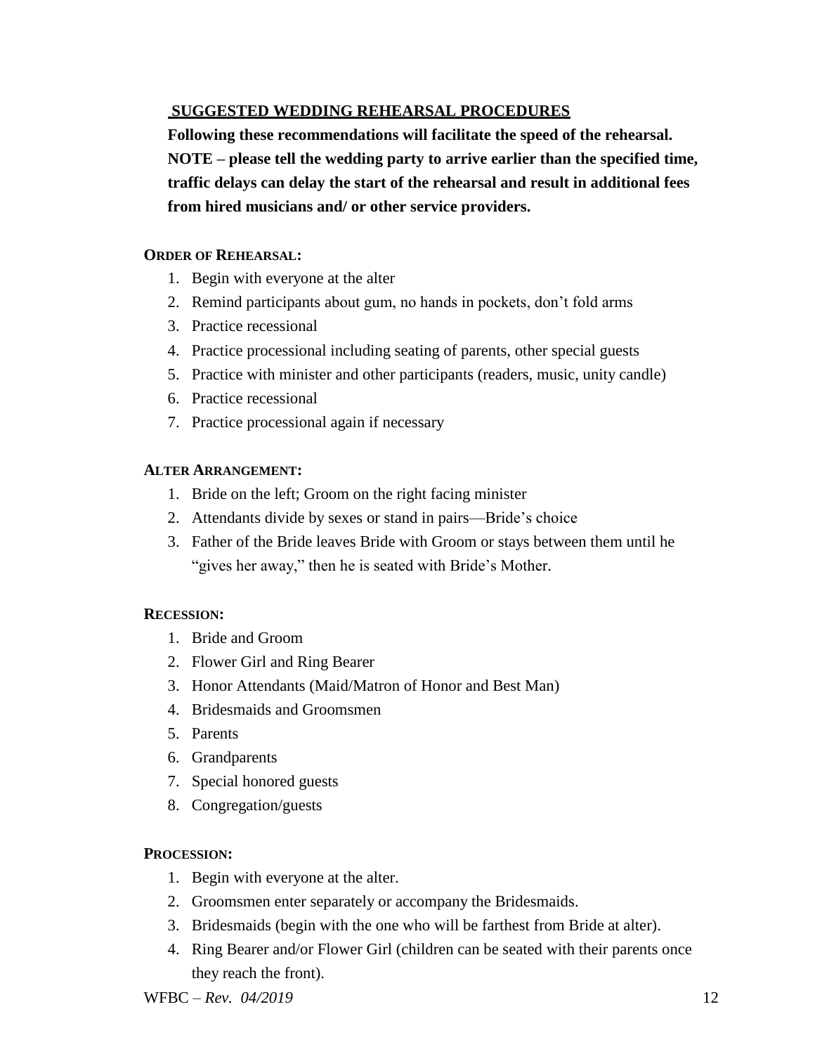## SUGGESTED WEDDING REHEARSAL PROCEDURES

**Following these recommendations will facilitate the speed of the rehearsal. NOTE – please tell the wedding party to arrive earlier than the specified time, traffic delays can delay the start of the rehearsal and result in additional fees from hired musicians and/ or other service providers.**

**ORDER OF REHEARSAL:**

1. Begin with everyone at the alter
2. Remind participants about gum, no hands in pockets, don't fold arms
3. Practice recessional
4. Practice processional including seating of parents, other special guests
5. Practice with minister and other participants (readers, music, unity candle)
6. Practice recessional
7. Practice processional again if necessary

**ALTER ARRANGEMENT:**

1. Bride on the left; Groom on the right facing minister
2. Attendants divide by sexes or stand in pairs—Bride's choice
3. Father of the Bride leaves Bride with Groom or stays between them until he "gives her away," then he is seated with Bride's Mother.

**RECESSION:**

1. Bride and Groom
2. Flower Girl and Ring Bearer
3. Honor Attendants (Maid/Matron of Honor and Best Man)
4. Bridesmaids and Groomsmen
5. Parents
6. Grandparents
7. Special honored guests
8. Congregation/guests

**PROCESSION:**

1. Begin with everyone at the alter.
2. Groomsmen enter separately or accompany the Bridesmaids.
3. Bridesmaids (begin with the one who will be farthest from Bride at alter).
4. Ring Bearer and/or Flower Girl (children can be seated with their parents once they reach the front).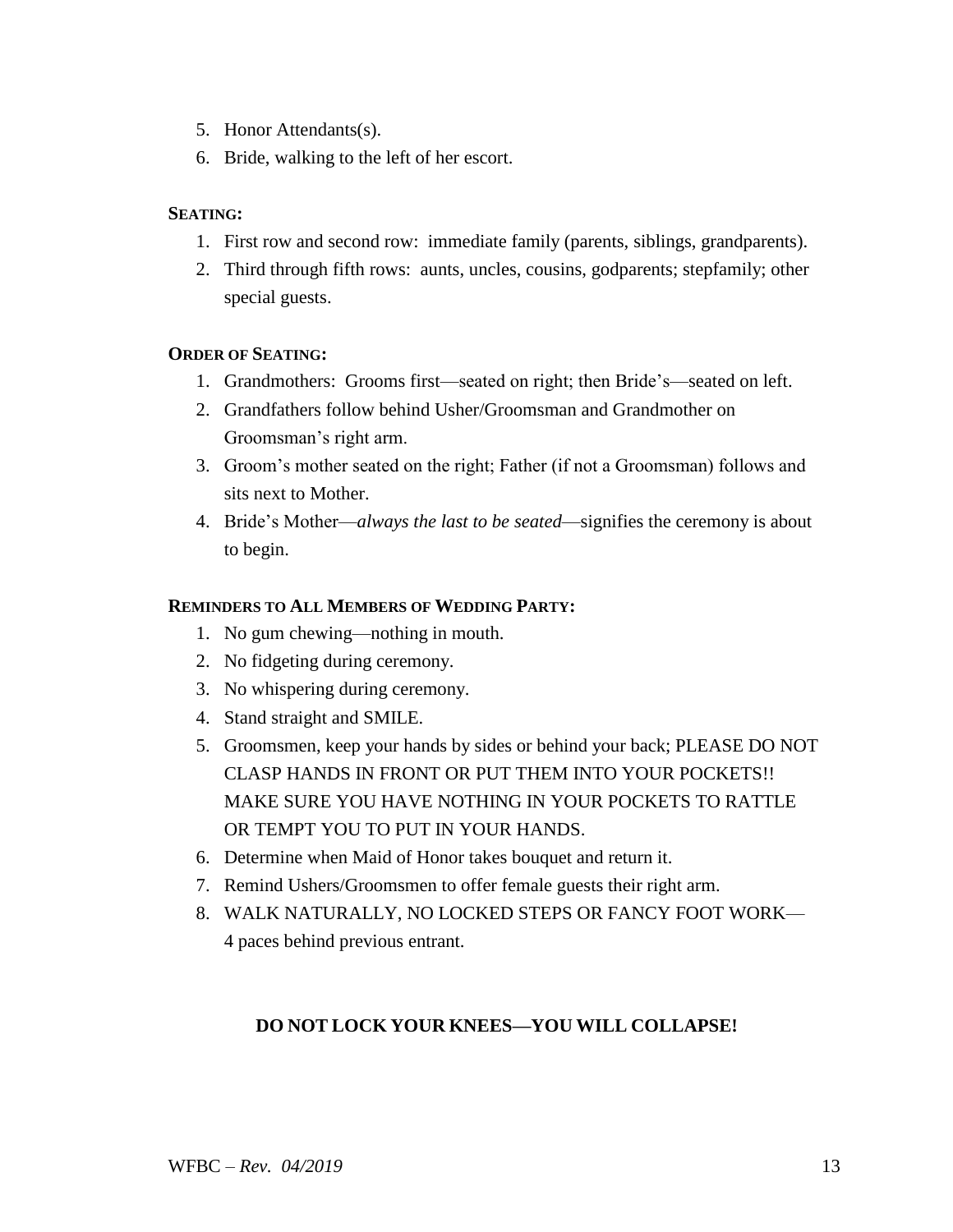5. Honor Attendants(s).
6. Bride, walking to the left of her escort.

**SEATING:**

1. First row and second row: immediate family (parents, siblings, grandparents).
2. Third through fifth rows: aunts, uncles, cousins, godparents; stepfamily; other special guests.

**ORDER OF SEATING:**

1. Grandmothers: Grooms first—seated on right; then Bride's—seated on left.
2. Grandfathers follow behind Usher/Groomsman and Grandmother on Groomsman's right arm.
3. Groom's mother seated on the right; Father (if not a Groomsman) follows and sits next to Mother.
4. Bride's Mother—*always the last to be seated*—signifies the ceremony is about to begin.

**REMINDERS TO ALL MEMBERS OF WEDDING PARTY:**

1. No gum chewing—nothing in mouth.
2. No fidgeting during ceremony.
3. No whispering during ceremony.
4. Stand straight and SMILE.
5. Groomsmen, keep your hands by sides or behind your back; PLEASE DO NOT CLASP HANDS IN FRONT OR PUT THEM INTO YOUR POCKETS!! MAKE SURE YOU HAVE NOTHING IN YOUR POCKETS TO RATTLE OR TEMPT YOU TO PUT IN YOUR HANDS.
6. Determine when Maid of Honor takes bouquet and return it.
7. Remind Ushers/Groomsmen to offer female guests their right arm.
8. WALK NATURALLY, NO LOCKED STEPS OR FANCY FOOT WORK—4 paces behind previous entrant.

**DO NOT LOCK YOUR KNEES—YOU WILL COLLAPSE!**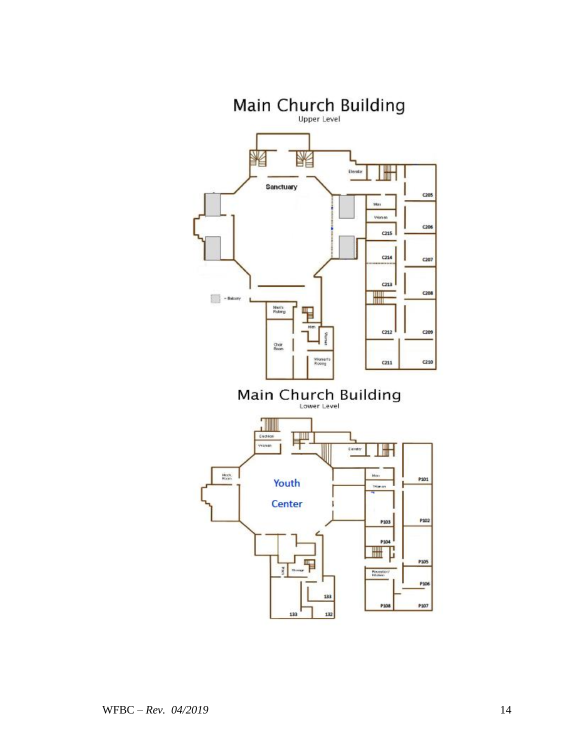# Main Church Building

Upper Level

Sanctuary

Elevator

Men

Women

C205

C206

C215

C214

C207

C213

C208

= Balcony

Men's Robing

Men

Women

Choir Room

Women's Robing

C212

C209

C211

C210

# Main Church Building

Lower Level

Electrical

Women

Elevator

Mech. Room

Youth

Center

Men

Women

P101

P102

P103

P104

P105

Reception/ Kitchen

P106

Storage

133

133

132

P108

P107